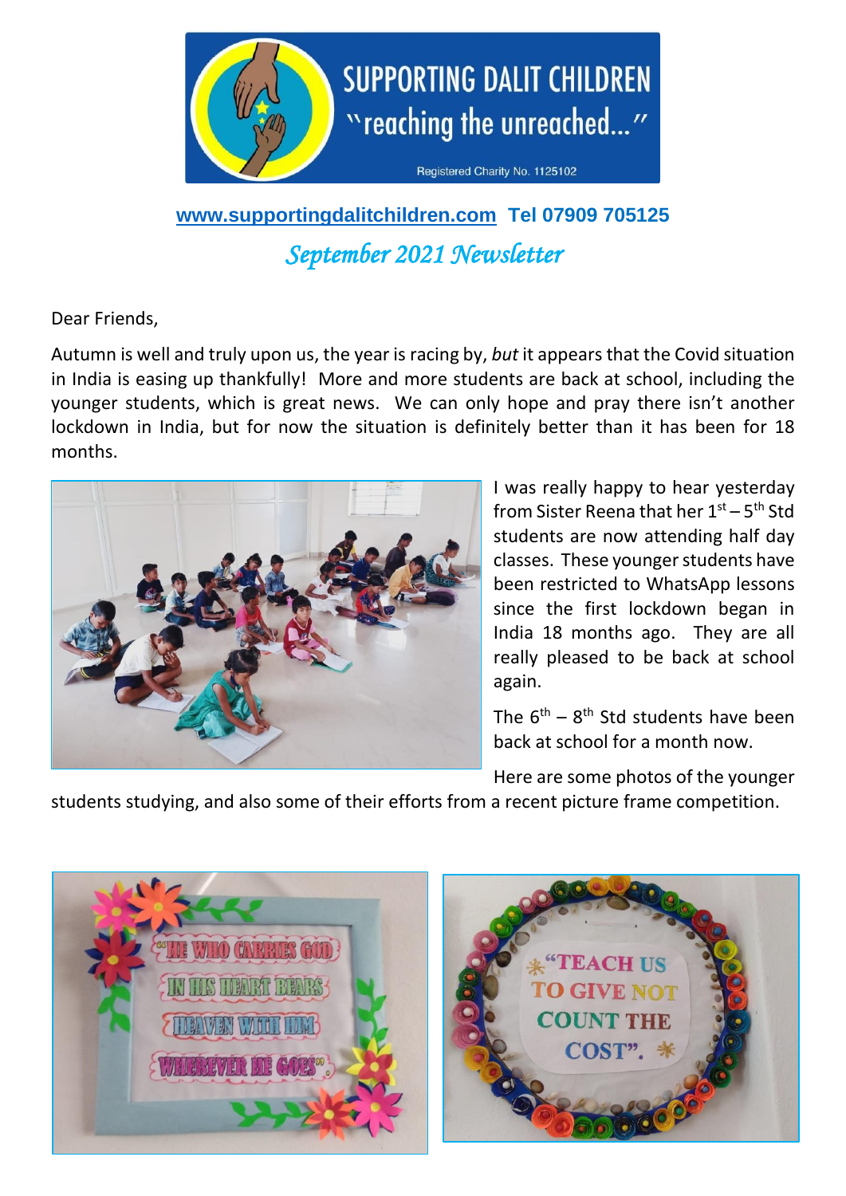SUPPORTING DALIT CHILDREN
"reaching the unreached..."

Registered Charity No. 1125102

**www.supportingdalitchildren.com Tel 07909 705125**

*September 2021 Newsletter*

Dear Friends,

Autumn is well and truly upon us, the year is racing by, *but* it appears that the Covid situation in India is easing up thankfully! More and more students are back at school, including the younger students, which is great news. We can only hope and pray there isn't another lockdown in India, but for now the situation is definitely better than it has been for 18 months.

I was really happy to hear yesterday from Sister Reena that her 1st – 5th Std students are now attending half day classes. These younger students have been restricted to WhatsApp lessons since the first lockdown began in India 18 months ago. They are all really pleased to be back at school again.

The 6th – 8th Std students have been back at school for a month now.

Here are some photos of the younger students studying, and also some of their efforts from a recent picture frame competition.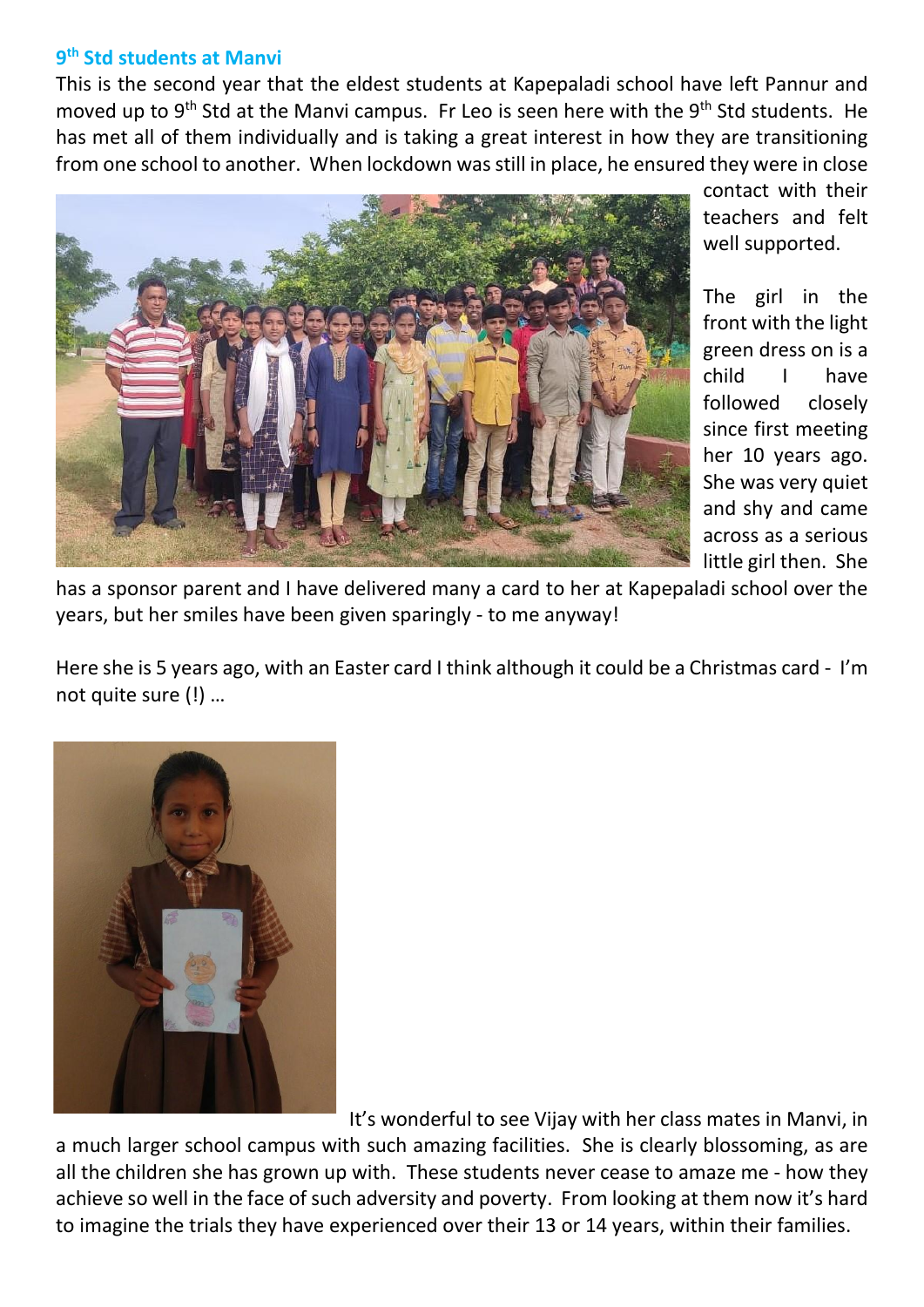### 9th Std students at Manvi

This is the second year that the eldest students at Kapepaladi school have left Pannur and moved up to 9th Std at the Manvi campus. Fr Leo is seen here with the 9th Std students. He has met all of them individually and is taking a great interest in how they are transitioning from one school to another. When lockdown was still in place, he ensured they were in close contact with their teachers and felt well supported.

The girl in the front with the light green dress on is a child I have followed closely since first meeting her 10 years ago. She was very quiet and shy and came across as a serious little girl then. She has a sponsor parent and I have delivered many a card to her at Kapepaladi school over the years, but her smiles have been given sparingly - to me anyway!

Here she is 5 years ago, with an Easter card I think although it could be a Christmas card - I'm not quite sure (!) …

It's wonderful to see Vijay with her class mates in Manvi, in a much larger school campus with such amazing facilities. She is clearly blossoming, as are all the children she has grown up with. These students never cease to amaze me - how they achieve so well in the face of such adversity and poverty. From looking at them now it's hard to imagine the trials they have experienced over their 13 or 14 years, within their families.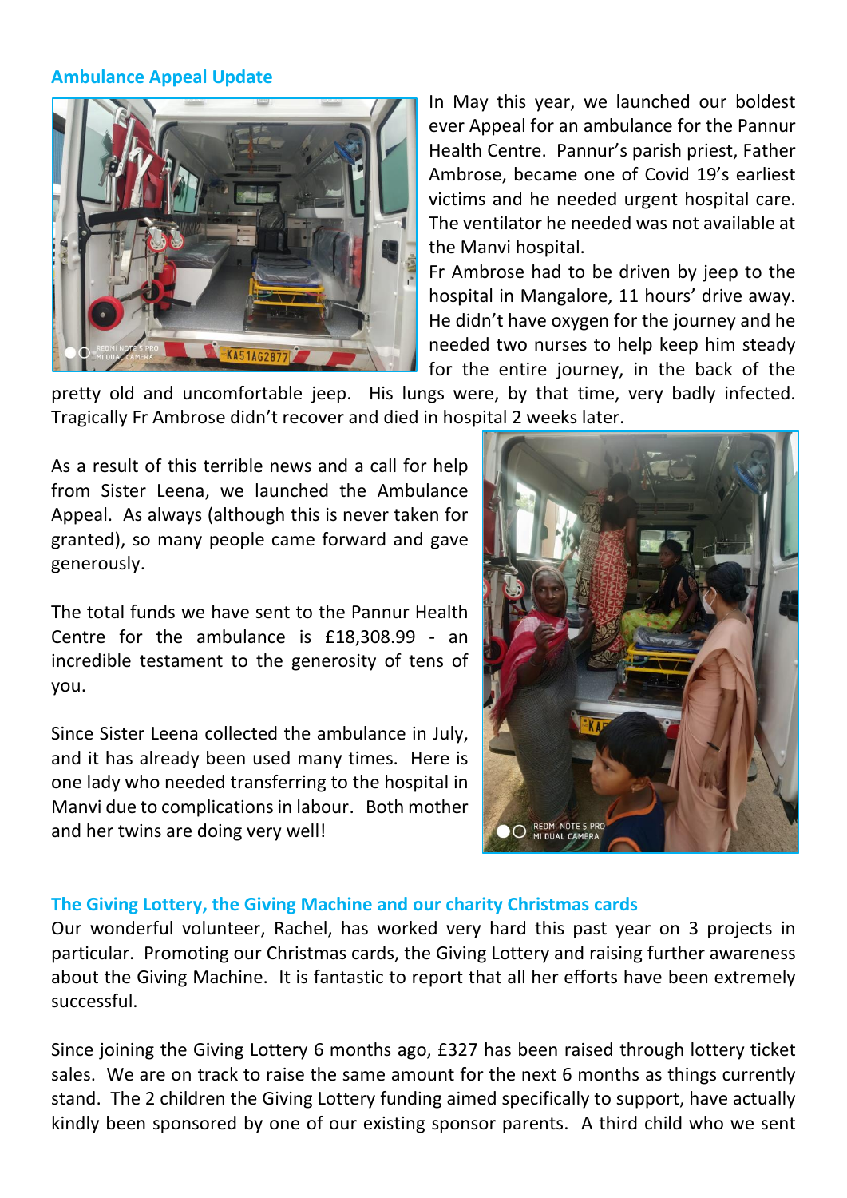## Ambulance Appeal Update

In May this year, we launched our boldest ever Appeal for an ambulance for the Pannur Health Centre. Pannur's parish priest, Father Ambrose, became one of Covid 19's earliest victims and he needed urgent hospital care. The ventilator he needed was not available at the Manvi hospital.

Fr Ambrose had to be driven by jeep to the hospital in Mangalore, 11 hours' drive away. He didn't have oxygen for the journey and he needed two nurses to help keep him steady for the entire journey, in the back of the pretty old and uncomfortable jeep. His lungs were, by that time, very badly infected. Tragically Fr Ambrose didn't recover and died in hospital 2 weeks later.

As a result of this terrible news and a call for help from Sister Leena, we launched the Ambulance Appeal. As always (although this is never taken for granted), so many people came forward and gave generously.

The total funds we have sent to the Pannur Health Centre for the ambulance is £18,308.99 - an incredible testament to the generosity of tens of you.

Since Sister Leena collected the ambulance in July, and it has already been used many times. Here is one lady who needed transferring to the hospital in Manvi due to complications in labour. Both mother and her twins are doing very well!

## The Giving Lottery, the Giving Machine and our charity Christmas cards

Our wonderful volunteer, Rachel, has worked very hard this past year on 3 projects in particular. Promoting our Christmas cards, the Giving Lottery and raising further awareness about the Giving Machine. It is fantastic to report that all her efforts have been extremely successful.

Since joining the Giving Lottery 6 months ago, £327 has been raised through lottery ticket sales. We are on track to raise the same amount for the next 6 months as things currently stand. The 2 children the Giving Lottery funding aimed specifically to support, have actually kindly been sponsored by one of our existing sponsor parents. A third child who we sent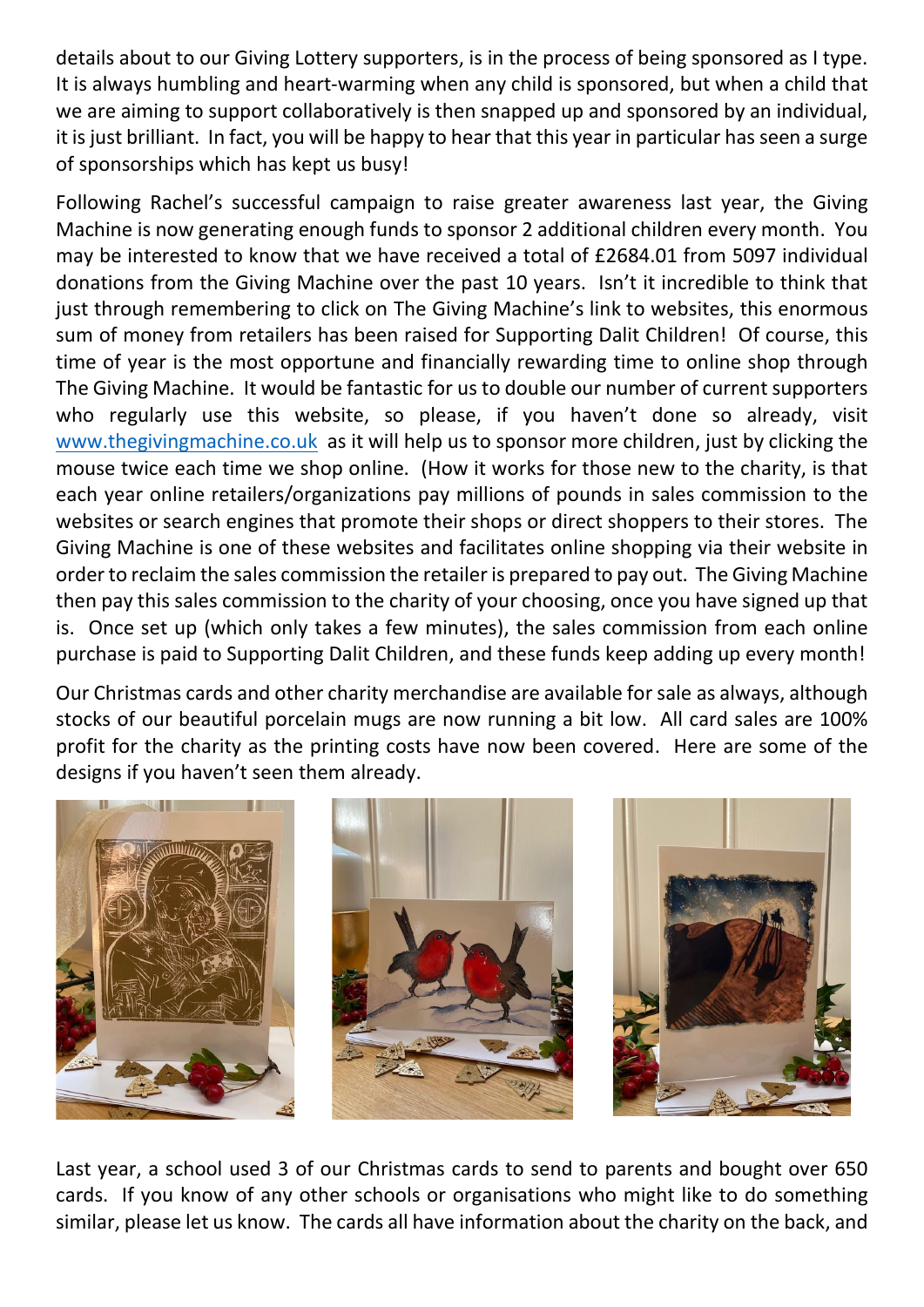details about to our Giving Lottery supporters, is in the process of being sponsored as I type. It is always humbling and heart-warming when any child is sponsored, but when a child that we are aiming to support collaboratively is then snapped up and sponsored by an individual, it is just brilliant. In fact, you will be happy to hear that this year in particular has seen a surge of sponsorships which has kept us busy!

Following Rachel's successful campaign to raise greater awareness last year, the Giving Machine is now generating enough funds to sponsor 2 additional children every month. You may be interested to know that we have received a total of £2684.01 from 5097 individual donations from the Giving Machine over the past 10 years. Isn't it incredible to think that just through remembering to click on The Giving Machine's link to websites, this enormous sum of money from retailers has been raised for Supporting Dalit Children! Of course, this time of year is the most opportune and financially rewarding time to online shop through The Giving Machine. It would be fantastic for us to double our number of current supporters who regularly use this website, so please, if you haven't done so already, visit [www.thegivingmachine.co.uk](http://www.thegivingmachine.co.uk) as it will help us to sponsor more children, just by clicking the mouse twice each time we shop online. (How it works for those new to the charity, is that each year online retailers/organizations pay millions of pounds in sales commission to the websites or search engines that promote their shops or direct shoppers to their stores. The Giving Machine is one of these websites and facilitates online shopping via their website in order to reclaim the sales commission the retailer is prepared to pay out. The Giving Machine then pay this sales commission to the charity of your choosing, once you have signed up that is. Once set up (which only takes a few minutes), the sales commission from each online purchase is paid to Supporting Dalit Children, and these funds keep adding up every month!

Our Christmas cards and other charity merchandise are available for sale as always, although stocks of our beautiful porcelain mugs are now running a bit low. All card sales are 100% profit for the charity as the printing costs have now been covered. Here are some of the designs if you haven't seen them already.

Last year, a school used 3 of our Christmas cards to send to parents and bought over 650 cards. If you know of any other schools or organisations who might like to do something similar, please let us know. The cards all have information about the charity on the back, and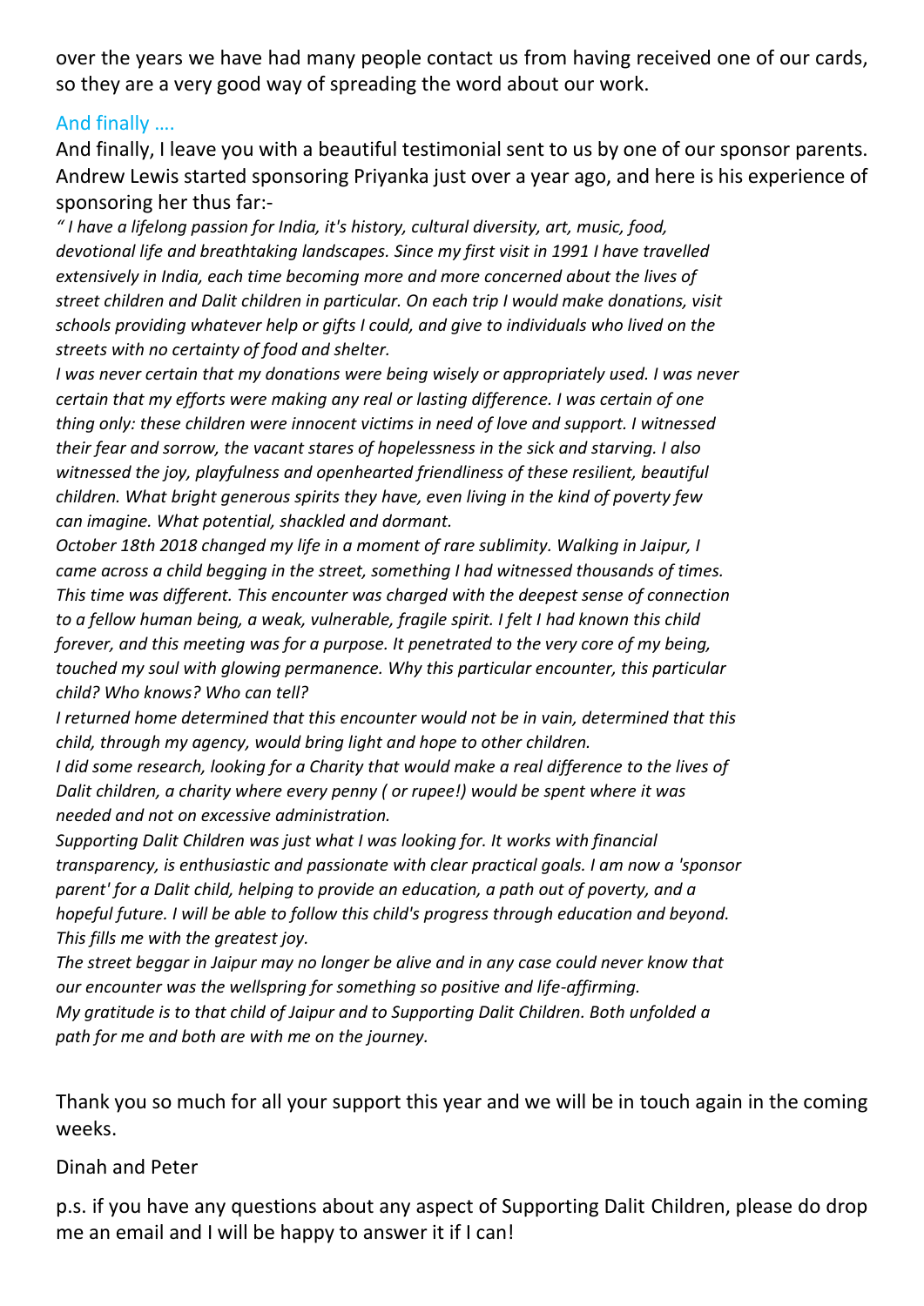over the years we have had many people contact us from having received one of our cards, so they are a very good way of spreading the word about our work.

## And finally ….

And finally, I leave you with a beautiful testimonial sent to us by one of our sponsor parents. Andrew Lewis started sponsoring Priyanka just over a year ago, and here is his experience of sponsoring her thus far:-

*" I have a lifelong passion for India, it's history, cultural diversity, art, music, food, devotional life and breathtaking landscapes. Since my first visit in 1991 I have travelled extensively in India, each time becoming more and more concerned about the lives of street children and Dalit children in particular. On each trip I would make donations, visit schools providing whatever help or gifts I could, and give to individuals who lived on the streets with no certainty of food and shelter.*

*I was never certain that my donations were being wisely or appropriately used. I was never certain that my efforts were making any real or lasting difference. I was certain of one thing only: these children were innocent victims in need of love and support. I witnessed their fear and sorrow, the vacant stares of hopelessness in the sick and starving. I also witnessed the joy, playfulness and openhearted friendliness of these resilient, beautiful children. What bright generous spirits they have, even living in the kind of poverty few can imagine. What potential, shackled and dormant.*

*October 18th 2018 changed my life in a moment of rare sublimity. Walking in Jaipur, I came across a child begging in the street, something I had witnessed thousands of times. This time was different. This encounter was charged with the deepest sense of connection to a fellow human being, a weak, vulnerable, fragile spirit. I felt I had known this child forever, and this meeting was for a purpose. It penetrated to the very core of my being, touched my soul with glowing permanence. Why this particular encounter, this particular child? Who knows? Who can tell?*

*I returned home determined that this encounter would not be in vain, determined that this child, through my agency, would bring light and hope to other children.*

*I did some research, looking for a Charity that would make a real difference to the lives of Dalit children, a charity where every penny ( or rupee!) would be spent where it was needed and not on excessive administration.*

*Supporting Dalit Children was just what I was looking for. It works with financial transparency, is enthusiastic and passionate with clear practical goals. I am now a 'sponsor parent' for a Dalit child, helping to provide an education, a path out of poverty, and a hopeful future. I will be able to follow this child's progress through education and beyond. This fills me with the greatest joy.*

*The street beggar in Jaipur may no longer be alive and in any case could never know that our encounter was the wellspring for something so positive and life-affirming.*

*My gratitude is to that child of Jaipur and to Supporting Dalit Children. Both unfolded a path for me and both are with me on the journey.*

Thank you so much for all your support this year and we will be in touch again in the coming weeks.

Dinah and Peter

p.s. if you have any questions about any aspect of Supporting Dalit Children, please do drop me an email and I will be happy to answer it if I can!